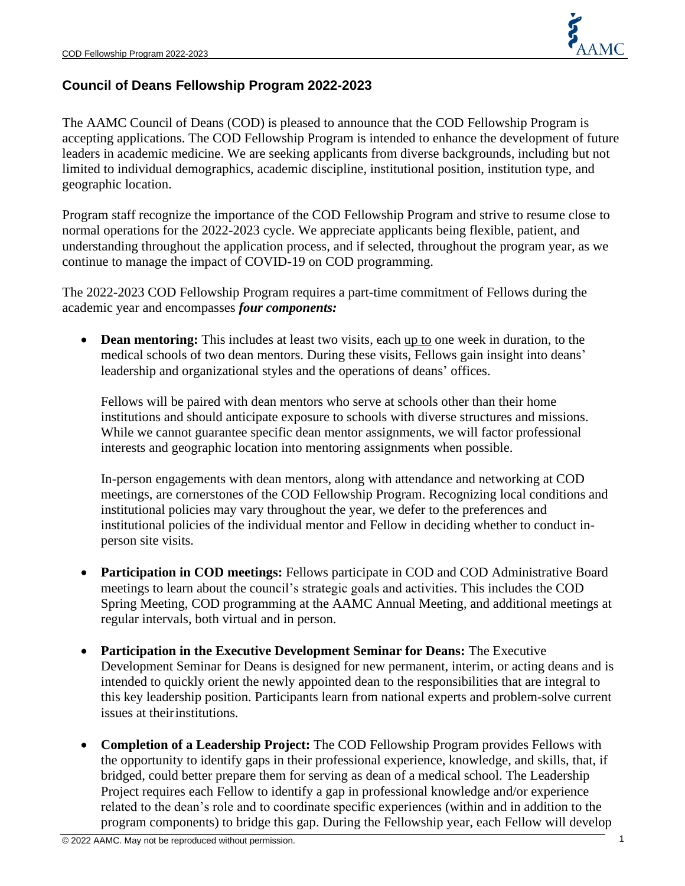## Council of Deans Fellowship Program 2022-2023

The AAMC Council of Deans (COD) is pleased to announce that the COD Fellowship Program is accepting applications. The COD Fellowship Program is intended to enhance the development of future leaders in academic medicine. We are seeking applicants from diverse backgrounds, including but not limited to individual demographics, academic discipline, institutional position, institution type, and geographic location.

Program staff recognize the importance of the COD Fellowship Program and strive to resume close to normal operations for the 2022-2023 cycle. We appreciate applicants being flexible, patient, and understanding throughout the application process, and if selected, throughout the program year, as we continue to manage the impact of COVID-19 on COD programming.

The 2022-2023 COD Fellowship Program requires a part-time commitment of Fellows during the academic year and encompasses ***four components:***

- **Dean mentoring:** This includes at least two visits, each <u>up to</u> one week in duration, to the medical schools of two dean mentors. During these visits, Fellows gain insight into deans' leadership and organizational styles and the operations of deans' offices.

  Fellows will be paired with dean mentors who serve at schools other than their home institutions and should anticipate exposure to schools with diverse structures and missions. While we cannot guarantee specific dean mentor assignments, we will factor professional interests and geographic location into mentoring assignments when possible.

  In-person engagements with dean mentors, along with attendance and networking at COD meetings, are cornerstones of the COD Fellowship Program. Recognizing local conditions and institutional policies may vary throughout the year, we defer to the preferences and institutional policies of the individual mentor and Fellow in deciding whether to conduct in-person site visits.

- **Participation in COD meetings:** Fellows participate in COD and COD Administrative Board meetings to learn about the council's strategic goals and activities. This includes the COD Spring Meeting, COD programming at the AAMC Annual Meeting, and additional meetings at regular intervals, both virtual and in person.

- **Participation in the Executive Development Seminar for Deans:** The Executive Development Seminar for Deans is designed for new permanent, interim, or acting deans and is intended to quickly orient the newly appointed dean to the responsibilities that are integral to this key leadership position. Participants learn from national experts and problem-solve current issues at their institutions.

- **Completion of a Leadership Project:** The COD Fellowship Program provides Fellows with the opportunity to identify gaps in their professional experience, knowledge, and skills, that, if bridged, could better prepare them for serving as dean of a medical school. The Leadership Project requires each Fellow to identify a gap in professional knowledge and/or experience related to the dean's role and to coordinate specific experiences (within and in addition to the program components) to bridge this gap. During the Fellowship year, each Fellow will develop

© 2022 AAMC. May not be reproduced without permission.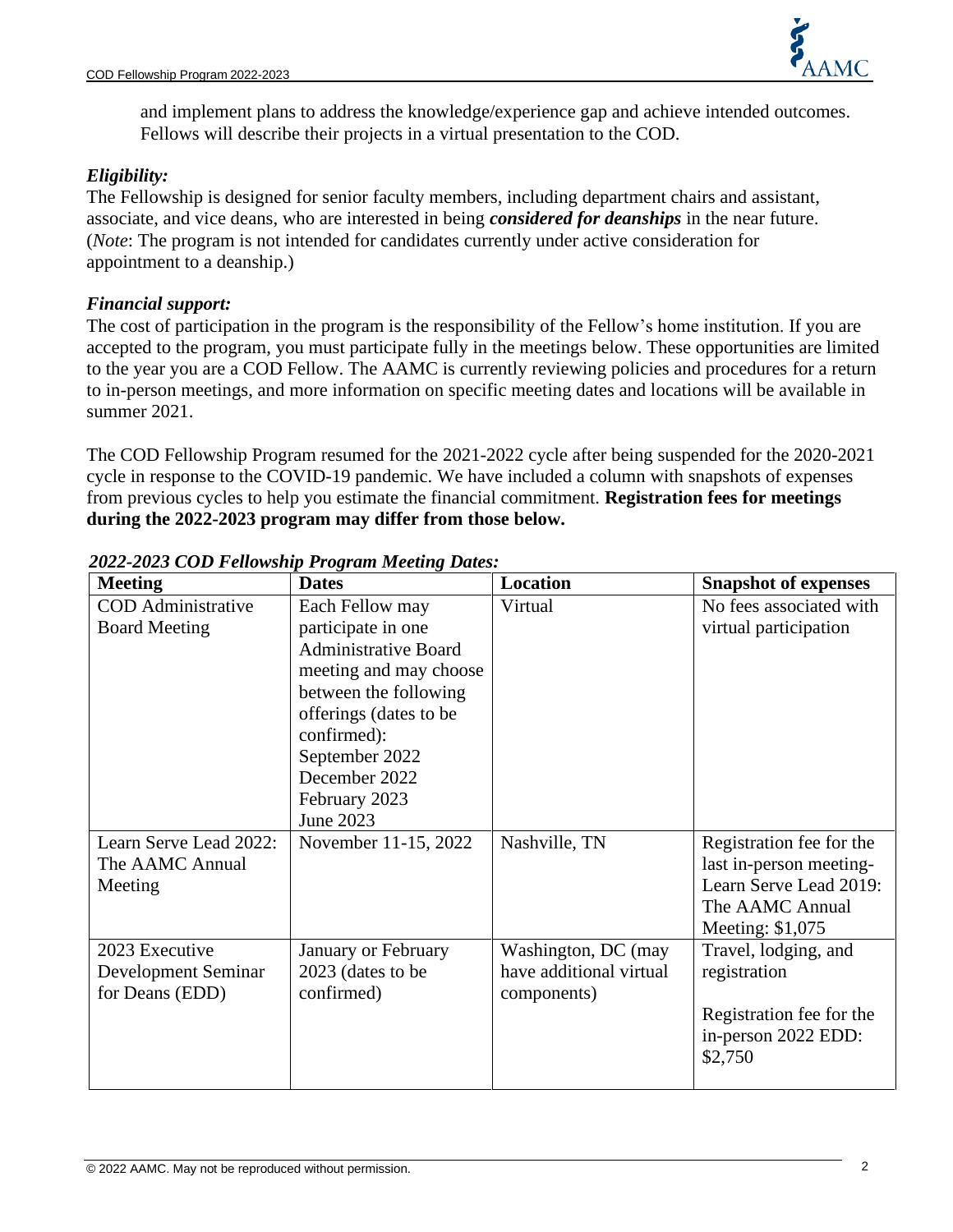and implement plans to address the knowledge/experience gap and achieve intended outcomes. Fellows will describe their projects in a virtual presentation to the COD.

*Eligibility:*

The Fellowship is designed for senior faculty members, including department chairs and assistant, associate, and vice deans, who are interested in being ***considered for deanships*** in the near future. (*Note*: The program is not intended for candidates currently under active consideration for appointment to a deanship.)

*Financial support:*

The cost of participation in the program is the responsibility of the Fellow's home institution. If you are accepted to the program, you must participate fully in the meetings below. These opportunities are limited to the year you are a COD Fellow. The AAMC is currently reviewing policies and procedures for a return to in-person meetings, and more information on specific meeting dates and locations will be available in summer 2021.

The COD Fellowship Program resumed for the 2021-2022 cycle after being suspended for the 2020-2021 cycle in response to the COVID-19 pandemic. We have included a column with snapshots of expenses from previous cycles to help you estimate the financial commitment. **Registration fees for meetings during the 2022-2023 program may differ from those below.**

***2022-2023 COD Fellowship Program Meeting Dates:***

| Meeting | Dates | Location | Snapshot of expenses |
|---|---|---|---|
| COD Administrative Board Meeting | Each Fellow may participate in one Administrative Board meeting and may choose between the following offerings (dates to be confirmed): September 2022 December 2022 February 2023 June 2023 | Virtual | No fees associated with virtual participation |
| Learn Serve Lead 2022: The AAMC Annual Meeting | November 11-15, 2022 | Nashville, TN | Registration fee for the last in-person meeting- Learn Serve Lead 2019: The AAMC Annual Meeting: $1,075 |
| 2023 Executive Development Seminar for Deans (EDD) | January or February 2023 (dates to be confirmed) | Washington, DC (may have additional virtual components) | Travel, lodging, and registration<br><br>Registration fee for the in-person 2022 EDD: $2,750 |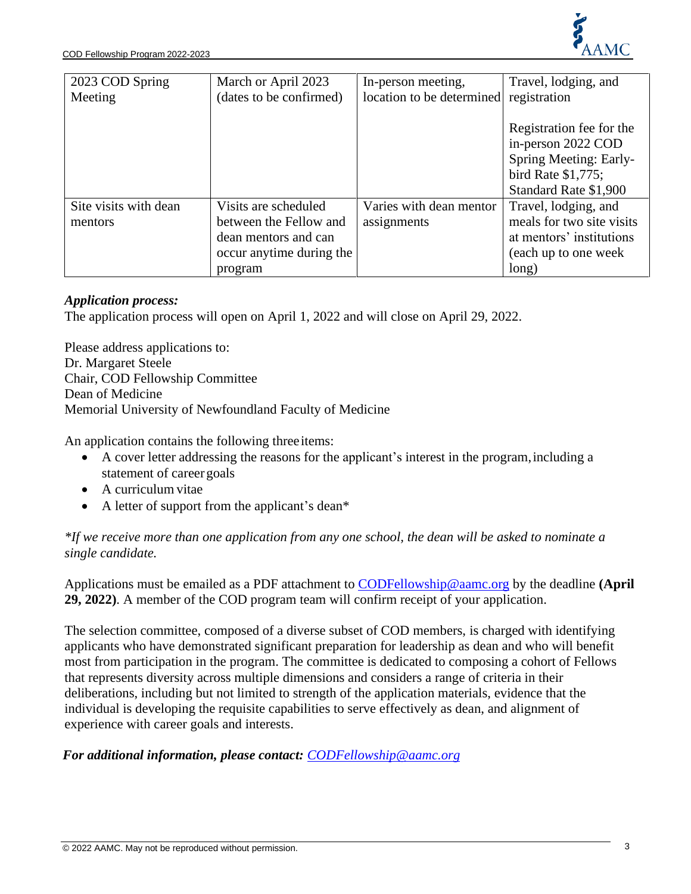| | | | |
|---|---|---|---|
| 2023 COD Spring Meeting | March or April 2023 (dates to be confirmed) | In-person meeting, location to be determined | Travel, lodging, and registration<br><br>Registration fee for the in-person 2022 COD Spring Meeting: Early-bird Rate $1,775; Standard Rate $1,900 |
| Site visits with dean mentors | Visits are scheduled between the Fellow and dean mentors and can occur anytime during the program | Varies with dean mentor assignments | Travel, lodging, and meals for two site visits at mentors' institutions (each up to one week long) |

***Application process:***
The application process will open on April 1, 2022 and will close on April 29, 2022.

Please address applications to:
Dr. Margaret Steele
Chair, COD Fellowship Committee
Dean of Medicine
Memorial University of Newfoundland Faculty of Medicine

An application contains the following three items:

- A cover letter addressing the reasons for the applicant's interest in the program, including a statement of career goals
- A curriculum vitae
- A letter of support from the applicant's dean*

**If we receive more than one application from any one school, the dean will be asked to nominate a single candidate.*

Applications must be emailed as a PDF attachment to CODFellowship@aamc.org by the deadline **(April 29, 2022)**. A member of the COD program team will confirm receipt of your application.

The selection committee, composed of a diverse subset of COD members, is charged with identifying applicants who have demonstrated significant preparation for leadership as dean and who will benefit most from participation in the program. The committee is dedicated to composing a cohort of Fellows that represents diversity across multiple dimensions and considers a range of criteria in their deliberations, including but not limited to strength of the application materials, evidence that the individual is developing the requisite capabilities to serve effectively as dean, and alignment of experience with career goals and interests.

***For additional information, please contact:*** *CODFellowship@aamc.org*

© 2022 AAMC. May not be reproduced without permission.